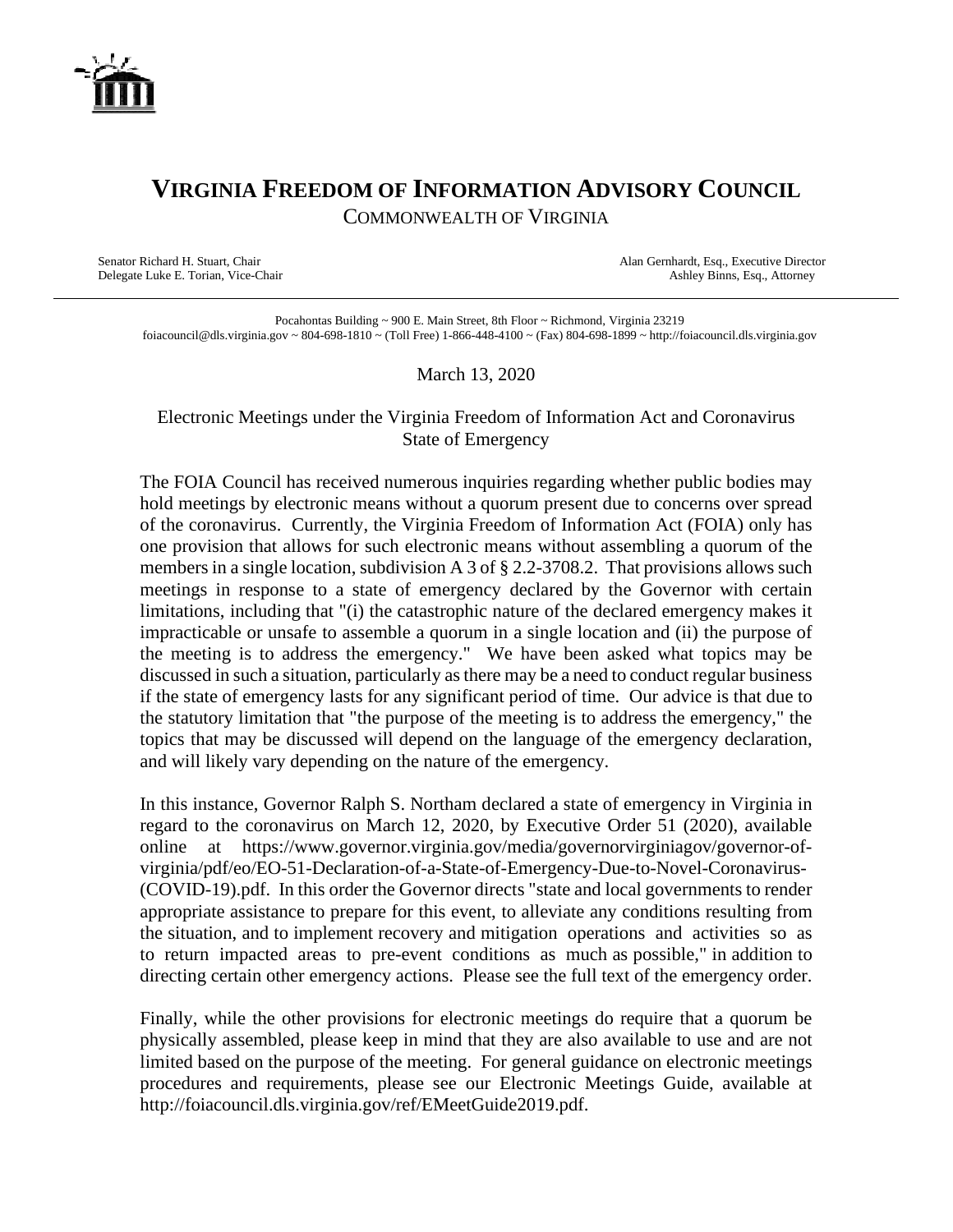# VIRGINIA FREEDOM OF INFORMATION ADVISORY COUNCIL

COMMONWEALTH OF VIRGINIA

Senator Richard H. Stuart, Chair
Delegate Luke E. Torian, Vice-Chair

Alan Gernhardt, Esq., Executive Director
Ashley Binns, Esq., Attorney

Pocahontas Building ~ 900 E. Main Street, 8th Floor ~ Richmond, Virginia 23219
foiacouncil@dls.virginia.gov ~ 804-698-1810 ~ (Toll Free) 1-866-448-4100 ~ (Fax) 804-698-1899 ~ http://foiacouncil.dls.virginia.gov

March 13, 2020

Electronic Meetings under the Virginia Freedom of Information Act and Coronavirus State of Emergency

The FOIA Council has received numerous inquiries regarding whether public bodies may hold meetings by electronic means without a quorum present due to concerns over spread of the coronavirus. Currently, the Virginia Freedom of Information Act (FOIA) only has one provision that allows for such electronic means without assembling a quorum of the members in a single location, subdivision A 3 of § 2.2-3708.2. That provisions allows such meetings in response to a state of emergency declared by the Governor with certain limitations, including that "(i) the catastrophic nature of the declared emergency makes it impracticable or unsafe to assemble a quorum in a single location and (ii) the purpose of the meeting is to address the emergency." We have been asked what topics may be discussed in such a situation, particularly as there may be a need to conduct regular business if the state of emergency lasts for any significant period of time. Our advice is that due to the statutory limitation that "the purpose of the meeting is to address the emergency," the topics that may be discussed will depend on the language of the emergency declaration, and will likely vary depending on the nature of the emergency.

In this instance, Governor Ralph S. Northam declared a state of emergency in Virginia in regard to the coronavirus on March 12, 2020, by Executive Order 51 (2020), available online at https://www.governor.virginia.gov/media/governorvirginiagov/governor-of-virginia/pdf/eo/EO-51-Declaration-of-a-State-of-Emergency-Due-to-Novel-Coronavirus-(COVID-19).pdf. In this order the Governor directs "state and local governments to render appropriate assistance to prepare for this event, to alleviate any conditions resulting from the situation, and to implement recovery and mitigation operations and activities so as to return impacted areas to pre-event conditions as much as possible," in addition to directing certain other emergency actions. Please see the full text of the emergency order.

Finally, while the other provisions for electronic meetings do require that a quorum be physically assembled, please keep in mind that they are also available to use and are not limited based on the purpose of the meeting. For general guidance on electronic meetings procedures and requirements, please see our Electronic Meetings Guide, available at http://foiacouncil.dls.virginia.gov/ref/EMeetGuide2019.pdf.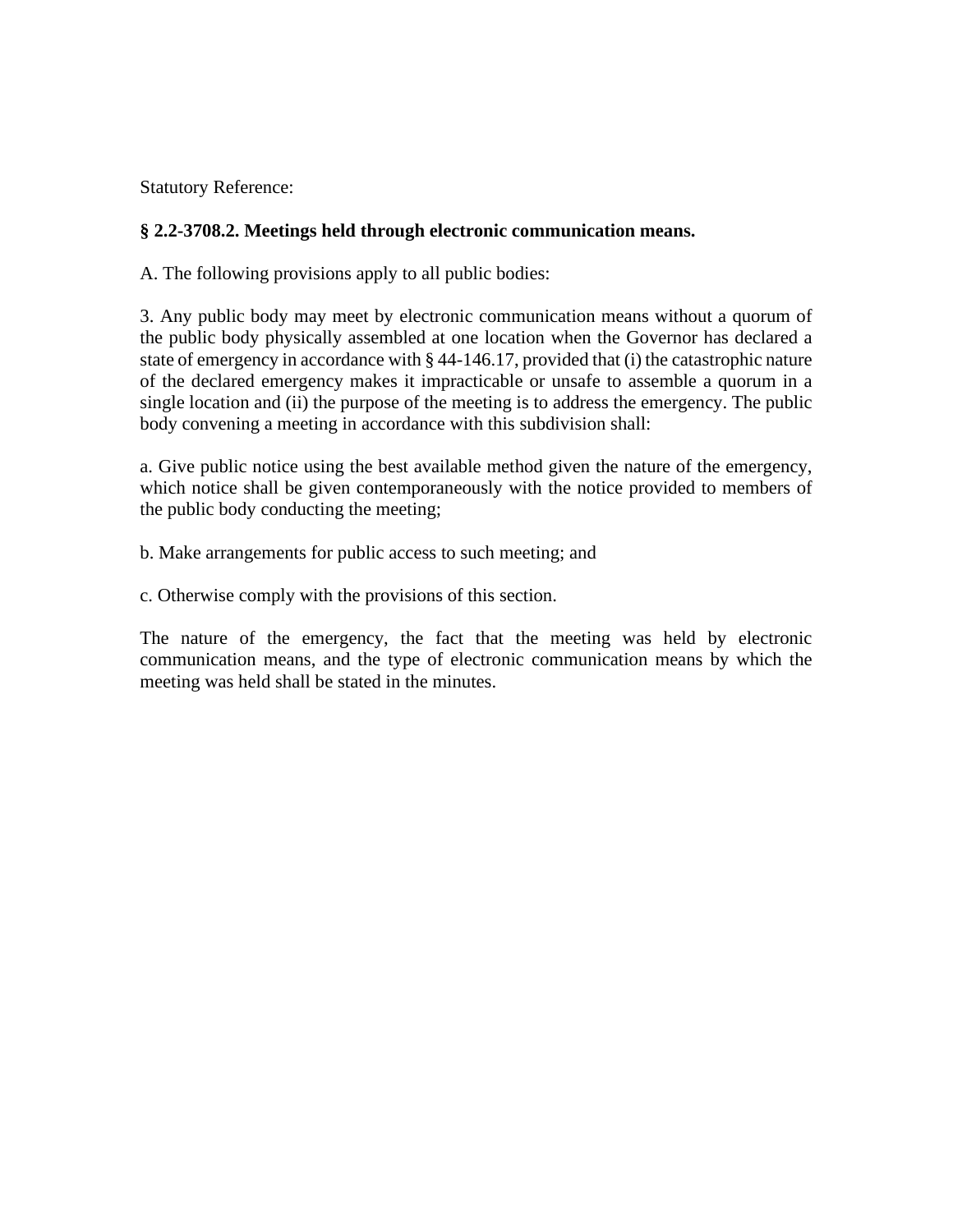Statutory Reference:

**§ 2.2-3708.2. Meetings held through electronic communication means.**

A. The following provisions apply to all public bodies:

3. Any public body may meet by electronic communication means without a quorum of the public body physically assembled at one location when the Governor has declared a state of emergency in accordance with § 44-146.17, provided that (i) the catastrophic nature of the declared emergency makes it impracticable or unsafe to assemble a quorum in a single location and (ii) the purpose of the meeting is to address the emergency. The public body convening a meeting in accordance with this subdivision shall:

a. Give public notice using the best available method given the nature of the emergency, which notice shall be given contemporaneously with the notice provided to members of the public body conducting the meeting;

b. Make arrangements for public access to such meeting; and

c. Otherwise comply with the provisions of this section.

The nature of the emergency, the fact that the meeting was held by electronic communication means, and the type of electronic communication means by which the meeting was held shall be stated in the minutes.